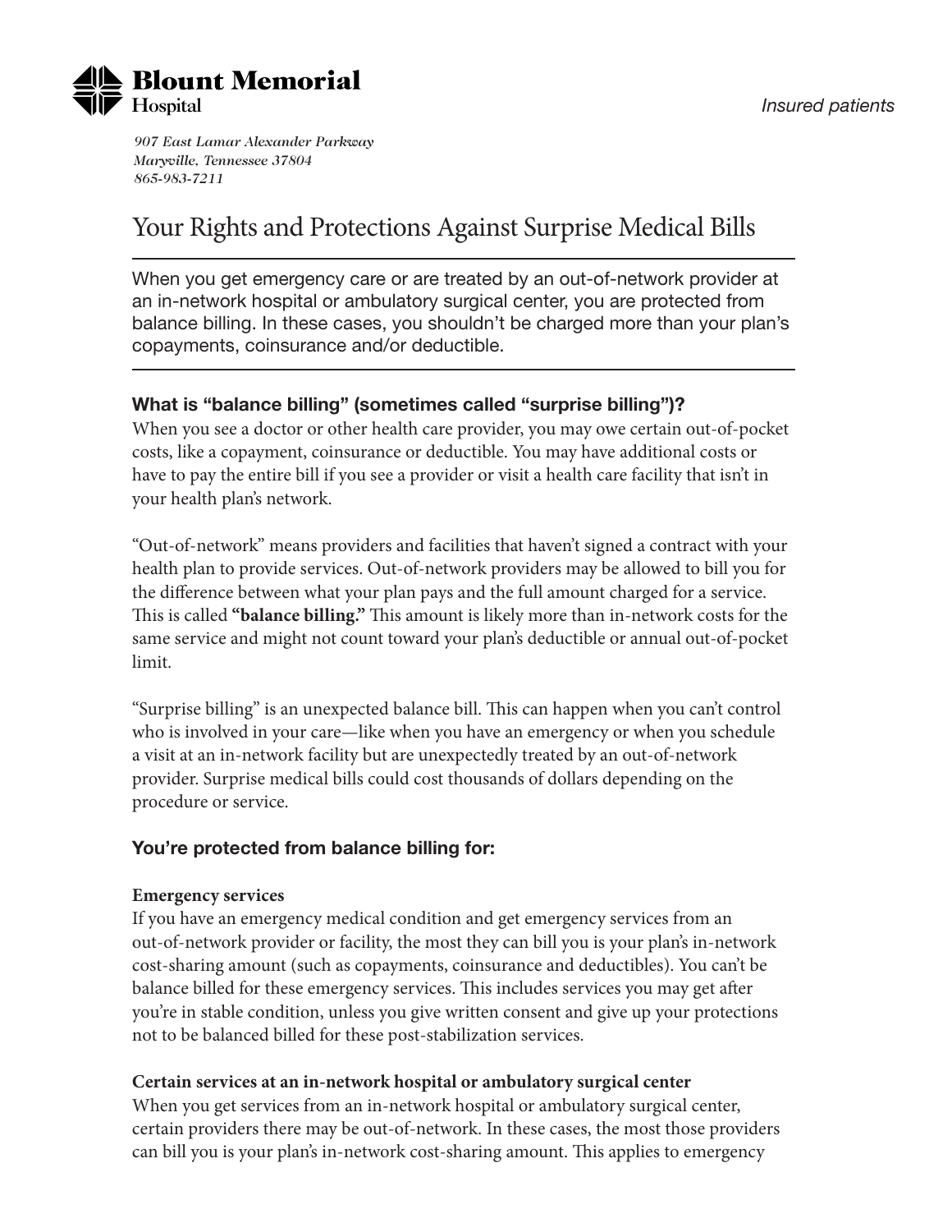**Blount Memorial Hospital**

*Insured patients*

*907 East Lamar Alexander Parkway*
*Maryville, Tennessee 37804*
*865-983-7211*

# Your Rights and Protections Against Surprise Medical Bills

When you get emergency care or are treated by an out-of-network provider at an in-network hospital or ambulatory surgical center, you are protected from balance billing. In these cases, you shouldn't be charged more than your plan's copayments, coinsurance and/or deductible.

## What is "balance billing" (sometimes called "surprise billing")?

When you see a doctor or other health care provider, you may owe certain out-of-pocket costs, like a copayment, coinsurance or deductible. You may have additional costs or have to pay the entire bill if you see a provider or visit a health care facility that isn't in your health plan's network.

"Out-of-network" means providers and facilities that haven't signed a contract with your health plan to provide services. Out-of-network providers may be allowed to bill you for the difference between what your plan pays and the full amount charged for a service. This is called **"balance billing."** This amount is likely more than in-network costs for the same service and might not count toward your plan's deductible or annual out-of-pocket limit.

"Surprise billing" is an unexpected balance bill. This can happen when you can't control who is involved in your care—like when you have an emergency or when you schedule a visit at an in-network facility but are unexpectedly treated by an out-of-network provider. Surprise medical bills could cost thousands of dollars depending on the procedure or service.

## You're protected from balance billing for:

### Emergency services

If you have an emergency medical condition and get emergency services from an out-of-network provider or facility, the most they can bill you is your plan's in-network cost-sharing amount (such as copayments, coinsurance and deductibles). You can't be balance billed for these emergency services. This includes services you may get after you're in stable condition, unless you give written consent and give up your protections not to be balanced billed for these post-stabilization services.

### Certain services at an in-network hospital or ambulatory surgical center

When you get services from an in-network hospital or ambulatory surgical center, certain providers there may be out-of-network. In these cases, the most those providers can bill you is your plan's in-network cost-sharing amount. This applies to emergency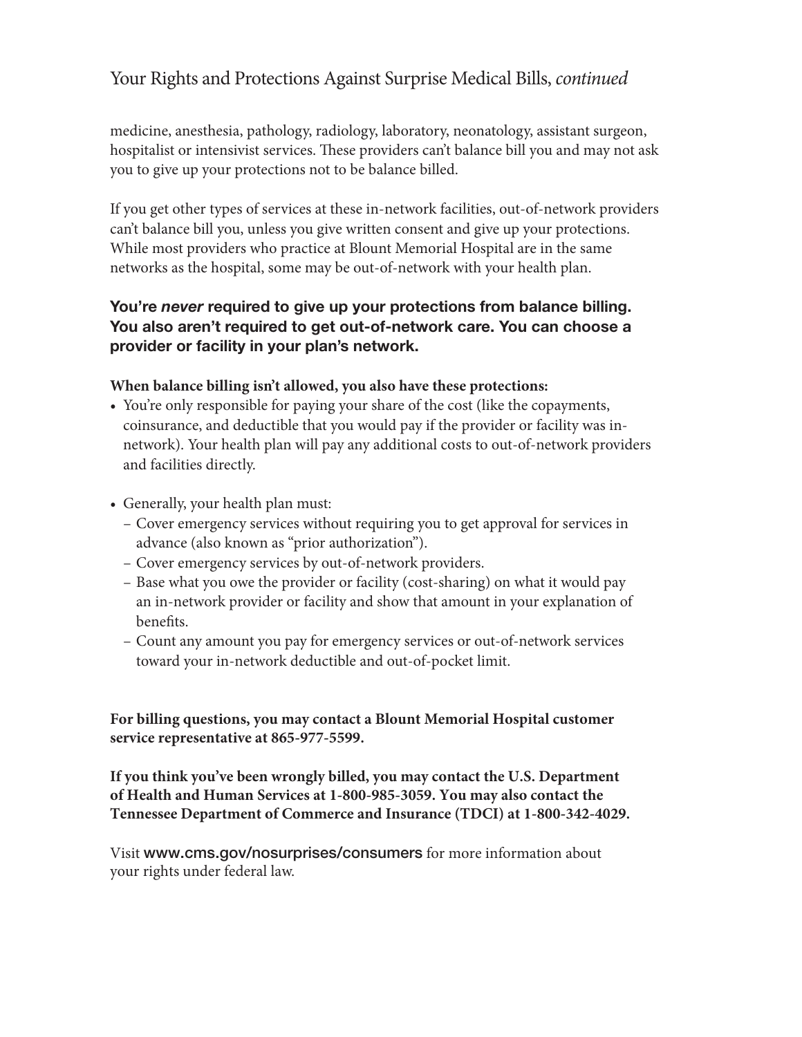## Your Rights and Protections Against Surprise Medical Bills, *continued*

medicine, anesthesia, pathology, radiology, laboratory, neonatology, assistant surgeon, hospitalist or intensivist services. These providers can't balance bill you and may not ask you to give up your protections not to be balance billed.

If you get other types of services at these in-network facilities, out-of-network providers can't balance bill you, unless you give written consent and give up your protections. While most providers who practice at Blount Memorial Hospital are in the same networks as the hospital, some may be out-of-network with your health plan.

**You're *never* required to give up your protections from balance billing. You also aren't required to get out-of-network care. You can choose a provider or facility in your plan's network.**

**When balance billing isn't allowed, you also have these protections:**

- You're only responsible for paying your share of the cost (like the copayments, coinsurance, and deductible that you would pay if the provider or facility was in-network). Your health plan will pay any additional costs to out-of-network providers and facilities directly.
- Generally, your health plan must:
  - Cover emergency services without requiring you to get approval for services in advance (also known as "prior authorization").
  - Cover emergency services by out-of-network providers.
  - Base what you owe the provider or facility (cost-sharing) on what it would pay an in-network provider or facility and show that amount in your explanation of benefits.
  - Count any amount you pay for emergency services or out-of-network services toward your in-network deductible and out-of-pocket limit.

**For billing questions, you may contact a Blount Memorial Hospital customer service representative at 865-977-5599.**

**If you think you've been wrongly billed, you may contact the U.S. Department of Health and Human Services at 1-800-985-3059. You may also contact the Tennessee Department of Commerce and Insurance (TDCI) at 1-800-342-4029.**

Visit www.cms.gov/nosurprises/consumers for more information about your rights under federal law.